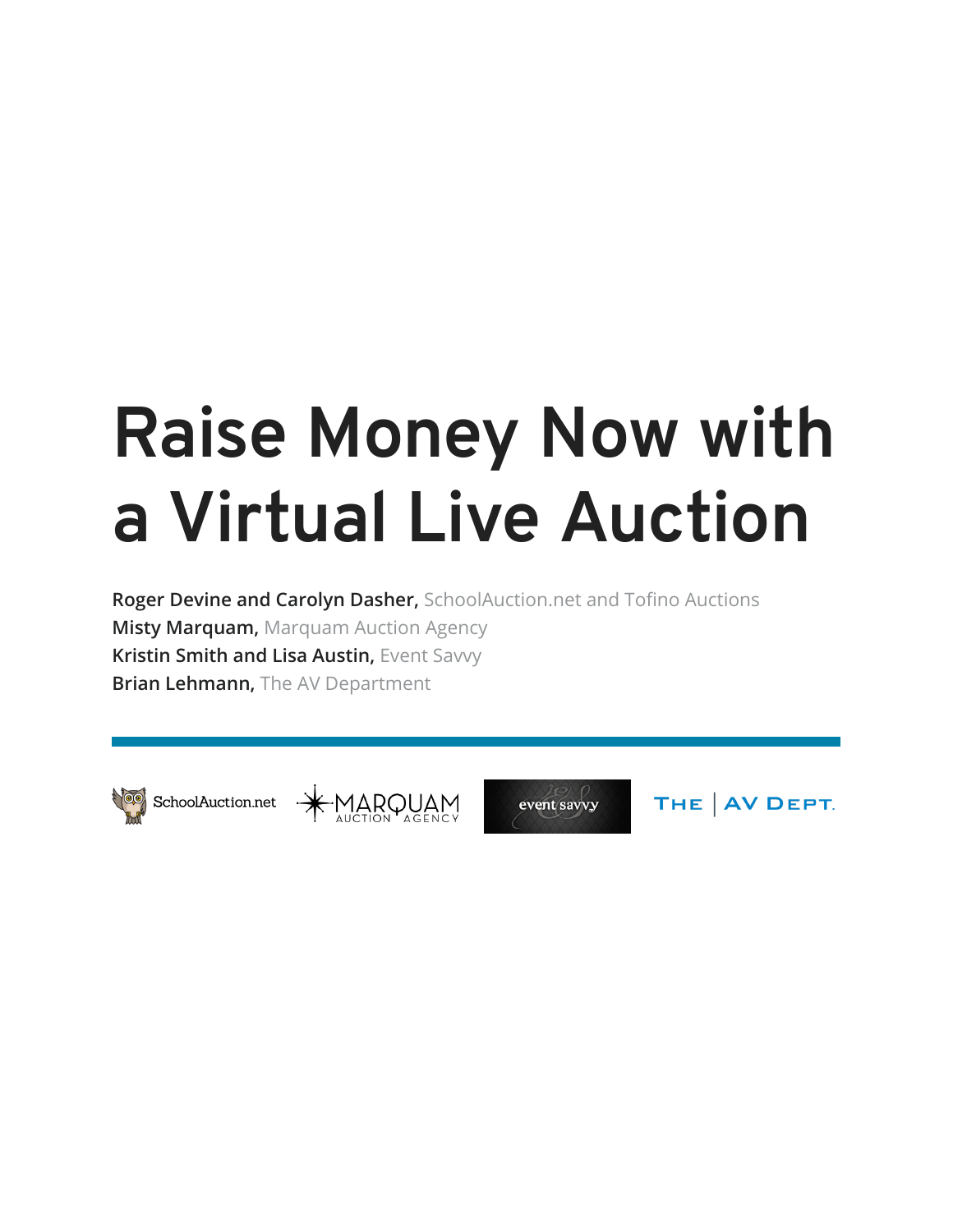# Raise Money Now with a Virtual Live Auction

**Roger Devine and Carolyn Dasher,** SchoolAuction.net and Tofino Auctions
**Misty Marquam,** Marquam Auction Agency
**Kristin Smith and Lisa Austin,** Event Savvy
**Brian Lehmann,** The AV Department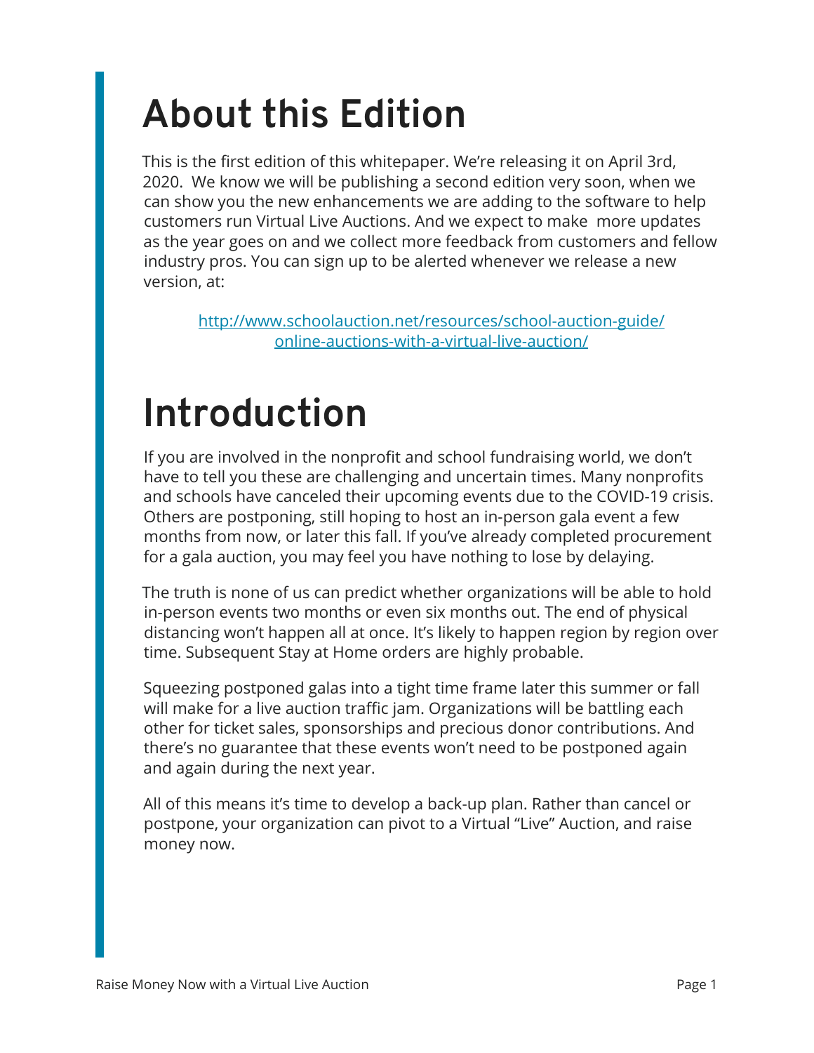# About this Edition

This is the first edition of this whitepaper. We're releasing it on April 3rd, 2020. We know we will be publishing a second edition very soon, when we can show you the new enhancements we are adding to the software to help customers run Virtual Live Auctions. And we expect to make more updates as the year goes on and we collect more feedback from customers and fellow industry pros. You can sign up to be alerted whenever we release a new version, at:

[http://www.schoolauction.net/resources/school-auction-guide/online-auctions-with-a-virtual-live-auction/](http://www.schoolauction.net/resources/school-auction-guide/online-auctions-with-a-virtual-live-auction/)

# Introduction

If you are involved in the nonprofit and school fundraising world, we don't have to tell you these are challenging and uncertain times. Many nonprofits and schools have canceled their upcoming events due to the COVID-19 crisis. Others are postponing, still hoping to host an in-person gala event a few months from now, or later this fall. If you've already completed procurement for a gala auction, you may feel you have nothing to lose by delaying.

The truth is none of us can predict whether organizations will be able to hold in-person events two months or even six months out. The end of physical distancing won't happen all at once. It's likely to happen region by region over time. Subsequent Stay at Home orders are highly probable.

Squeezing postponed galas into a tight time frame later this summer or fall will make for a live auction traffic jam. Organizations will be battling each other for ticket sales, sponsorships and precious donor contributions. And there's no guarantee that these events won't need to be postponed again and again during the next year.

All of this means it's time to develop a back-up plan. Rather than cancel or postpone, your organization can pivot to a Virtual "Live" Auction, and raise money now.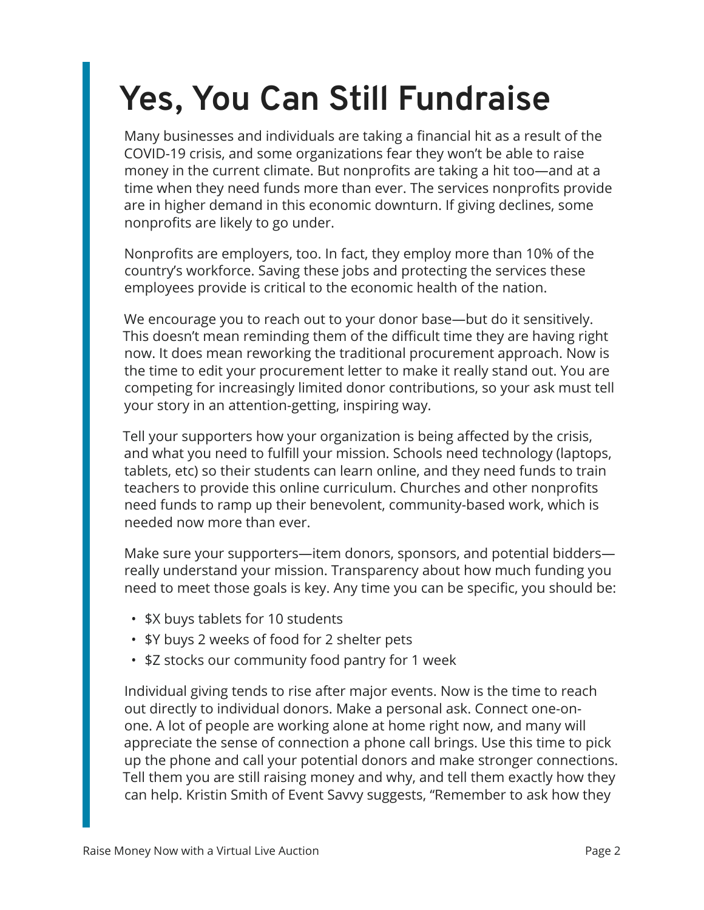# Yes, You Can Still Fundraise

Many businesses and individuals are taking a financial hit as a result of the COVID-19 crisis, and some organizations fear they won't be able to raise money in the current climate. But nonprofits are taking a hit too—and at a time when they need funds more than ever. The services nonprofits provide are in higher demand in this economic downturn. If giving declines, some nonprofits are likely to go under.

Nonprofits are employers, too. In fact, they employ more than 10% of the country's workforce. Saving these jobs and protecting the services these employees provide is critical to the economic health of the nation.

We encourage you to reach out to your donor base—but do it sensitively. This doesn't mean reminding them of the difficult time they are having right now. It does mean reworking the traditional procurement approach. Now is the time to edit your procurement letter to make it really stand out. You are competing for increasingly limited donor contributions, so your ask must tell your story in an attention-getting, inspiring way.

Tell your supporters how your organization is being affected by the crisis, and what you need to fulfill your mission. Schools need technology (laptops, tablets, etc) so their students can learn online, and they need funds to train teachers to provide this online curriculum. Churches and other nonprofits need funds to ramp up their benevolent, community-based work, which is needed now more than ever.

Make sure your supporters—item donors, sponsors, and potential bidders—really understand your mission. Transparency about how much funding you need to meet those goals is key. Any time you can be specific, you should be:

- $X buys tablets for 10 students
- $Y buys 2 weeks of food for 2 shelter pets
- $Z stocks our community food pantry for 1 week

Individual giving tends to rise after major events. Now is the time to reach out directly to individual donors. Make a personal ask. Connect one-on-one. A lot of people are working alone at home right now, and many will appreciate the sense of connection a phone call brings. Use this time to pick up the phone and call your potential donors and make stronger connections. Tell them you are still raising money and why, and tell them exactly how they can help. Kristin Smith of Event Savvy suggests, "Remember to ask how they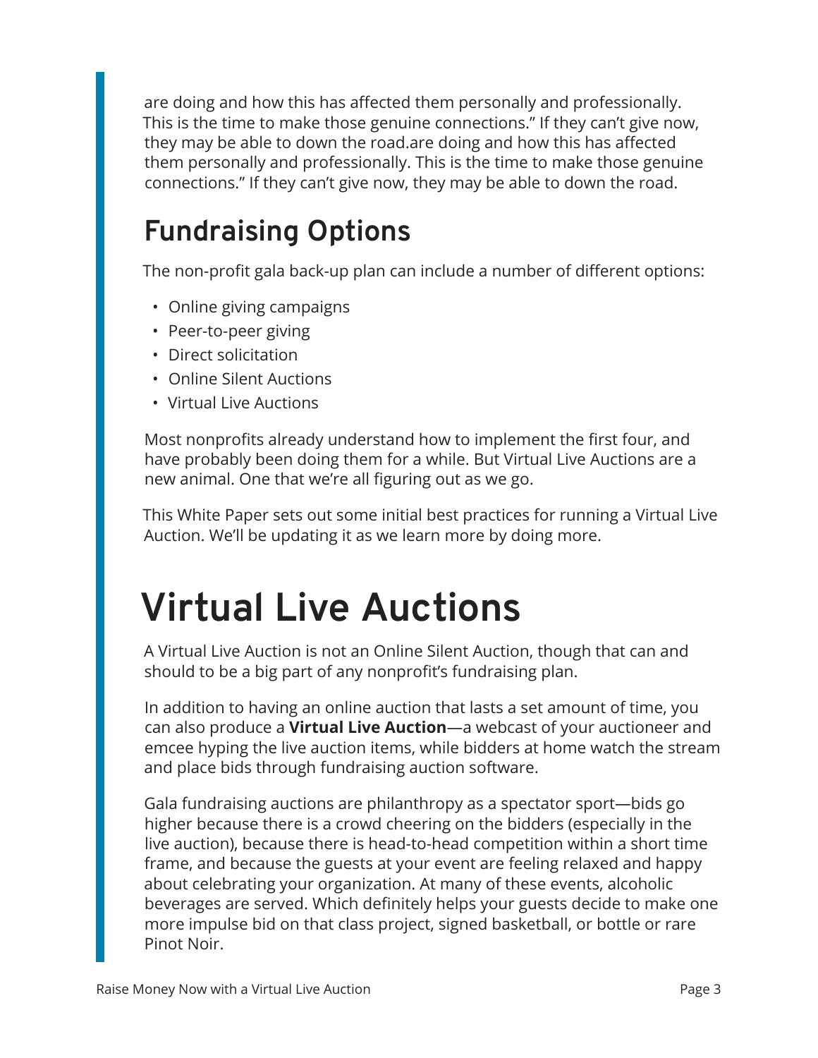are doing and how this has affected them personally and professionally. This is the time to make those genuine connections." If they can't give now, they may be able to down the road.are doing and how this has affected them personally and professionally. This is the time to make those genuine connections." If they can't give now, they may be able to down the road.

## Fundraising Options

The non-profit gala back-up plan can include a number of different options:

- Online giving campaigns
- Peer-to-peer giving
- Direct solicitation
- Online Silent Auctions
- Virtual Live Auctions

Most nonprofits already understand how to implement the first four, and have probably been doing them for a while. But Virtual Live Auctions are a new animal. One that we're all figuring out as we go.

This White Paper sets out some initial best practices for running a Virtual Live Auction. We'll be updating it as we learn more by doing more.

# Virtual Live Auctions

A Virtual Live Auction is not an Online Silent Auction, though that can and should to be a big part of any nonprofit's fundraising plan.

In addition to having an online auction that lasts a set amount of time, you can also produce a **Virtual Live Auction**—a webcast of your auctioneer and emcee hyping the live auction items, while bidders at home watch the stream and place bids through fundraising auction software.

Gala fundraising auctions are philanthropy as a spectator sport—bids go higher because there is a crowd cheering on the bidders (especially in the live auction), because there is head-to-head competition within a short time frame, and because the guests at your event are feeling relaxed and happy about celebrating your organization. At many of these events, alcoholic beverages are served. Which definitely helps your guests decide to make one more impulse bid on that class project, signed basketball, or bottle or rare Pinot Noir.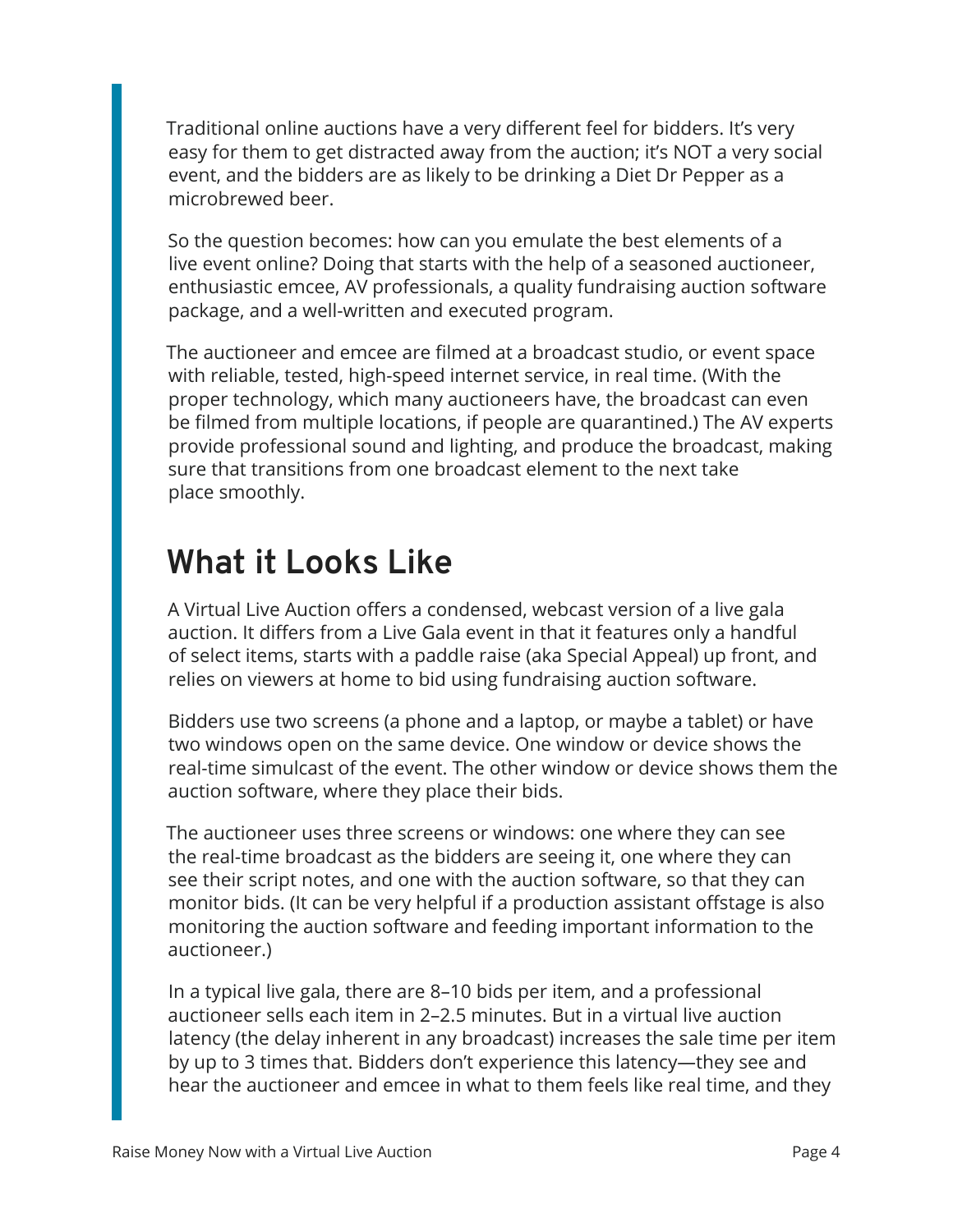Traditional online auctions have a very different feel for bidders. It's very easy for them to get distracted away from the auction; it's NOT a very social event, and the bidders are as likely to be drinking a Diet Dr Pepper as a microbrewed beer.

So the question becomes: how can you emulate the best elements of a live event online? Doing that starts with the help of a seasoned auctioneer, enthusiastic emcee, AV professionals, a quality fundraising auction software package, and a well-written and executed program.

The auctioneer and emcee are filmed at a broadcast studio, or event space with reliable, tested, high-speed internet service, in real time. (With the proper technology, which many auctioneers have, the broadcast can even be filmed from multiple locations, if people are quarantined.) The AV experts provide professional sound and lighting, and produce the broadcast, making sure that transitions from one broadcast element to the next take place smoothly.

## What it Looks Like

A Virtual Live Auction offers a condensed, webcast version of a live gala auction. It differs from a Live Gala event in that it features only a handful of select items, starts with a paddle raise (aka Special Appeal) up front, and relies on viewers at home to bid using fundraising auction software.

Bidders use two screens (a phone and a laptop, or maybe a tablet) or have two windows open on the same device. One window or device shows the real-time simulcast of the event. The other window or device shows them the auction software, where they place their bids.

The auctioneer uses three screens or windows: one where they can see the real-time broadcast as the bidders are seeing it, one where they can see their script notes, and one with the auction software, so that they can monitor bids. (It can be very helpful if a production assistant offstage is also monitoring the auction software and feeding important information to the auctioneer.)

In a typical live gala, there are 8–10 bids per item, and a professional auctioneer sells each item in 2–2.5 minutes. But in a virtual live auction latency (the delay inherent in any broadcast) increases the sale time per item by up to 3 times that. Bidders don't experience this latency—they see and hear the auctioneer and emcee in what to them feels like real time, and they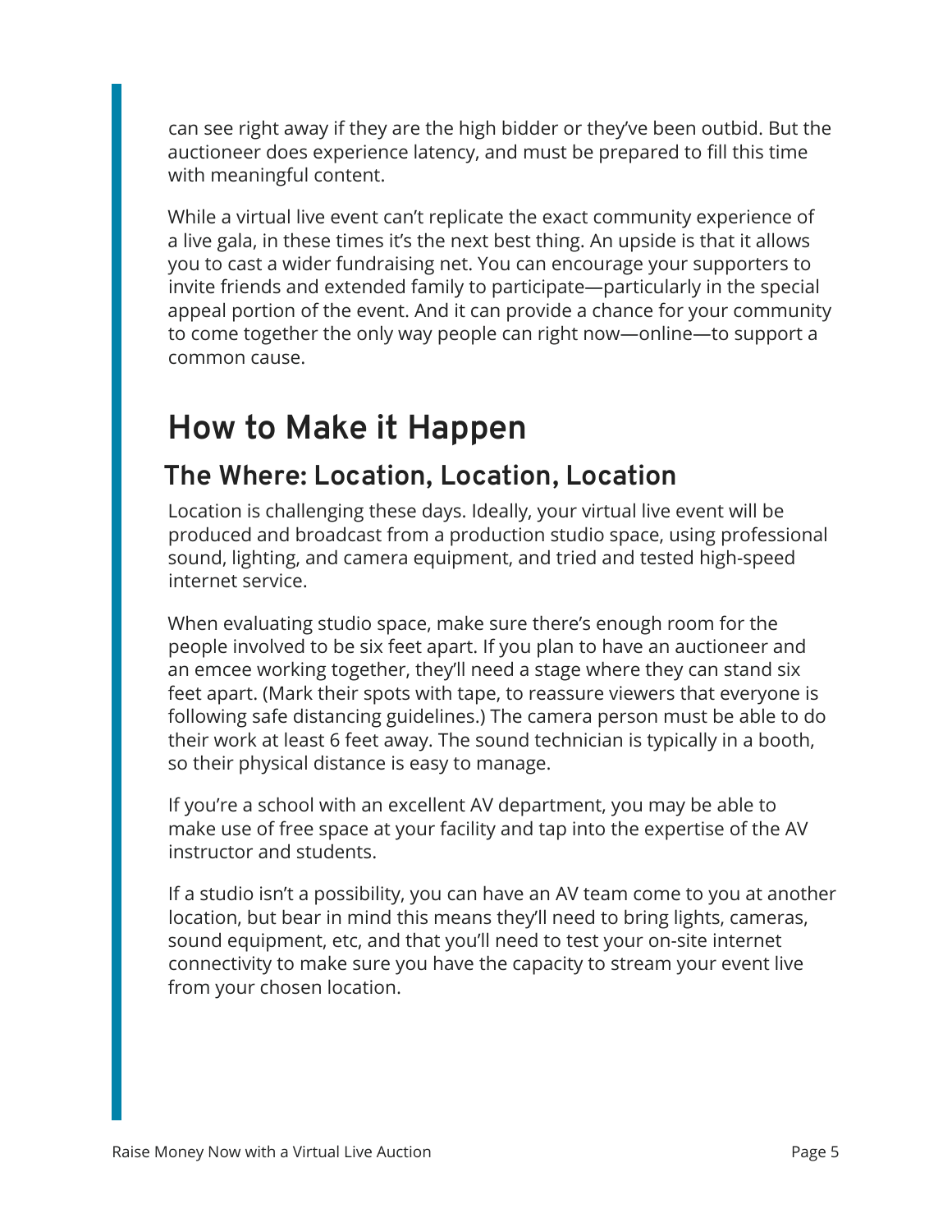can see right away if they are the high bidder or they've been outbid. But the auctioneer does experience latency, and must be prepared to fill this time with meaningful content.

While a virtual live event can't replicate the exact community experience of a live gala, in these times it's the next best thing. An upside is that it allows you to cast a wider fundraising net. You can encourage your supporters to invite friends and extended family to participate—particularly in the special appeal portion of the event. And it can provide a chance for your community to come together the only way people can right now—online—to support a common cause.

# How to Make it Happen

## The Where: Location, Location, Location

Location is challenging these days. Ideally, your virtual live event will be produced and broadcast from a production studio space, using professional sound, lighting, and camera equipment, and tried and tested high-speed internet service.

When evaluating studio space, make sure there's enough room for the people involved to be six feet apart. If you plan to have an auctioneer and an emcee working together, they'll need a stage where they can stand six feet apart. (Mark their spots with tape, to reassure viewers that everyone is following safe distancing guidelines.) The camera person must be able to do their work at least 6 feet away. The sound technician is typically in a booth, so their physical distance is easy to manage.

If you're a school with an excellent AV department, you may be able to make use of free space at your facility and tap into the expertise of the AV instructor and students.

If a studio isn't a possibility, you can have an AV team come to you at another location, but bear in mind this means they'll need to bring lights, cameras, sound equipment, etc, and that you'll need to test your on-site internet connectivity to make sure you have the capacity to stream your event live from your chosen location.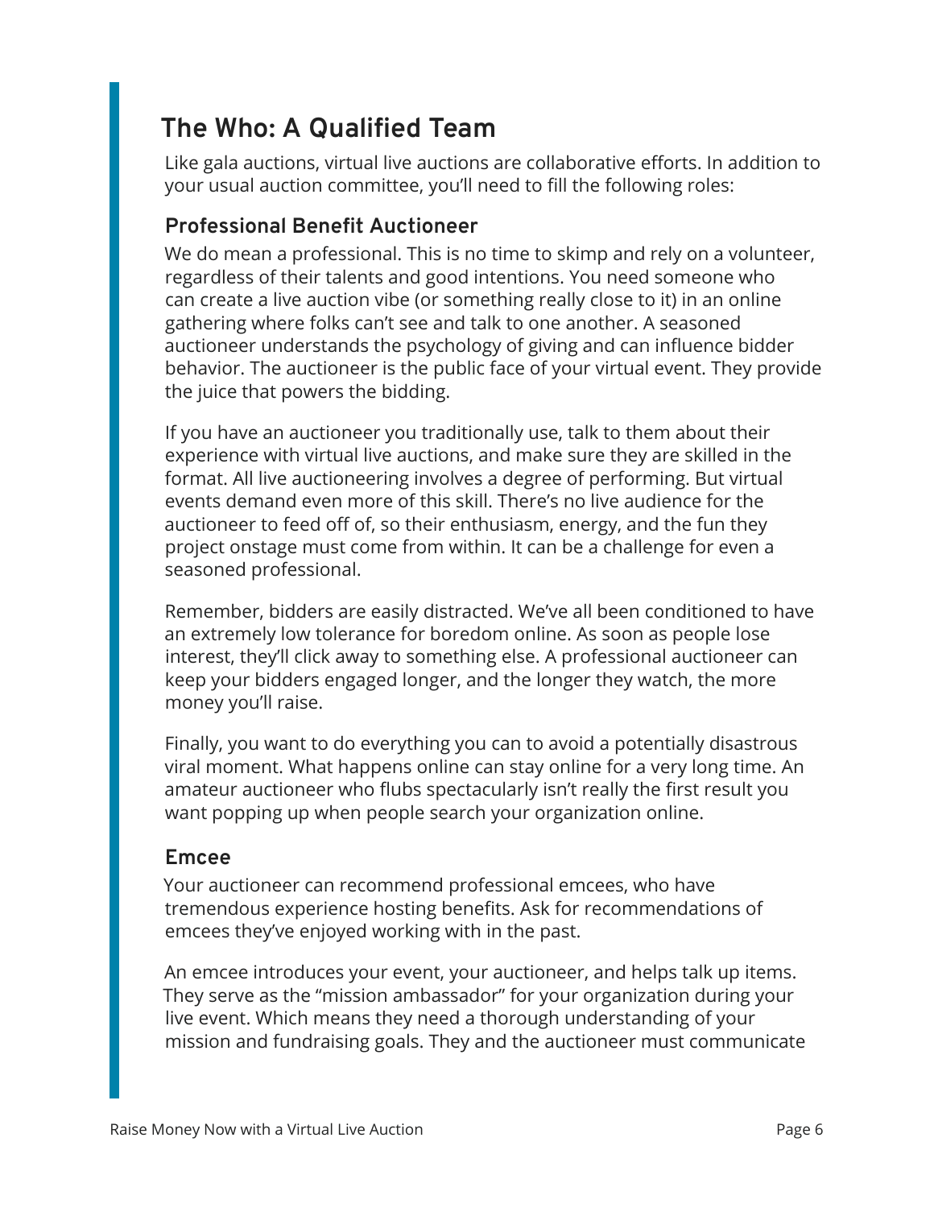## The Who: A Qualified Team

Like gala auctions, virtual live auctions are collaborative efforts. In addition to your usual auction committee, you'll need to fill the following roles:

### Professional Benefit Auctioneer

We do mean a professional. This is no time to skimp and rely on a volunteer, regardless of their talents and good intentions. You need someone who can create a live auction vibe (or something really close to it) in an online gathering where folks can't see and talk to one another. A seasoned auctioneer understands the psychology of giving and can influence bidder behavior. The auctioneer is the public face of your virtual event. They provide the juice that powers the bidding.

If you have an auctioneer you traditionally use, talk to them about their experience with virtual live auctions, and make sure they are skilled in the format. All live auctioneering involves a degree of performing. But virtual events demand even more of this skill. There's no live audience for the auctioneer to feed off of, so their enthusiasm, energy, and the fun they project onstage must come from within. It can be a challenge for even a seasoned professional.

Remember, bidders are easily distracted. We've all been conditioned to have an extremely low tolerance for boredom online. As soon as people lose interest, they'll click away to something else. A professional auctioneer can keep your bidders engaged longer, and the longer they watch, the more money you'll raise.

Finally, you want to do everything you can to avoid a potentially disastrous viral moment. What happens online can stay online for a very long time. An amateur auctioneer who flubs spectacularly isn't really the first result you want popping up when people search your organization online.

### Emcee

Your auctioneer can recommend professional emcees, who have tremendous experience hosting benefits. Ask for recommendations of emcees they've enjoyed working with in the past.

An emcee introduces your event, your auctioneer, and helps talk up items. They serve as the "mission ambassador" for your organization during your live event. Which means they need a thorough understanding of your mission and fundraising goals. They and the auctioneer must communicate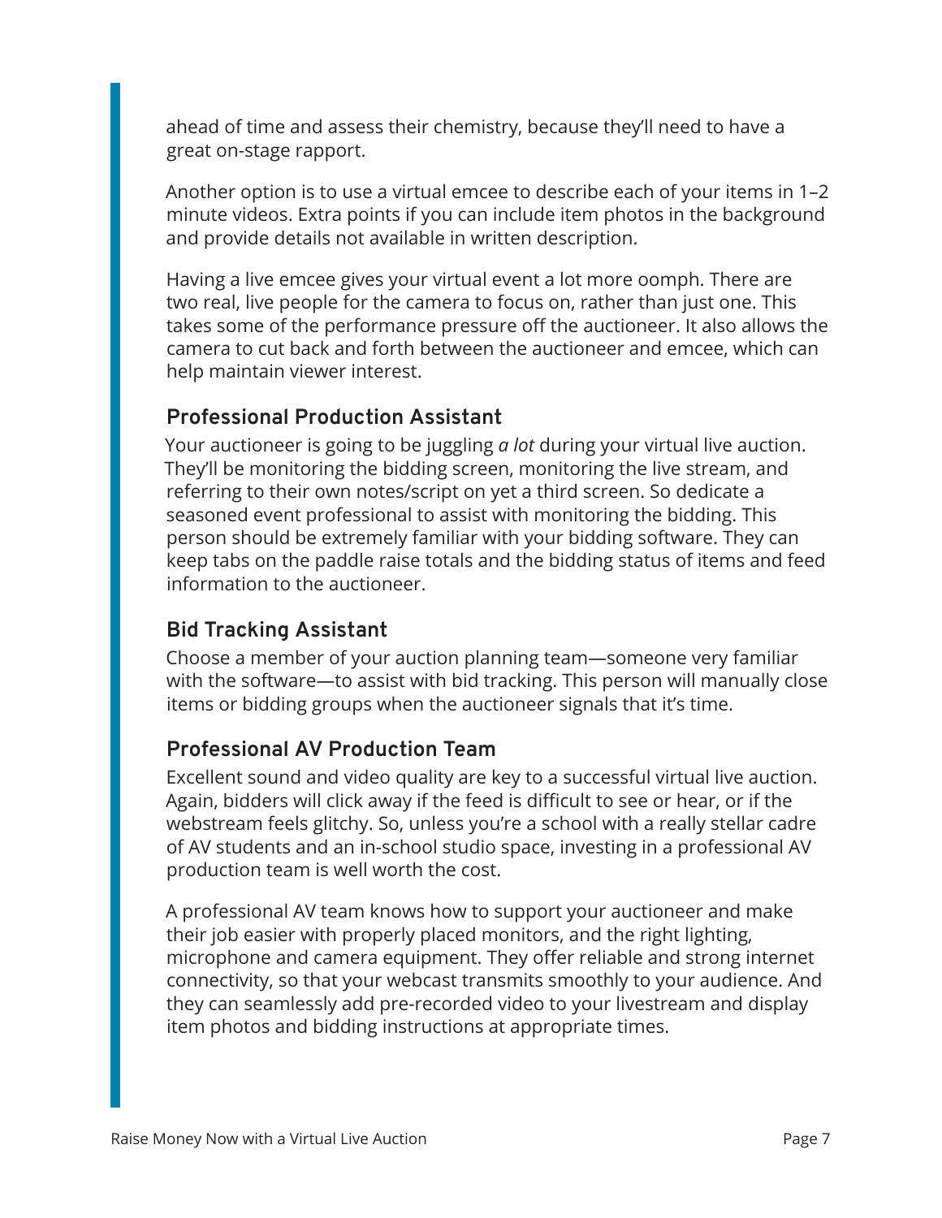ahead of time and assess their chemistry, because they'll need to have a great on-stage rapport.

Another option is to use a virtual emcee to describe each of your items in 1–2 minute videos. Extra points if you can include item photos in the background and provide details not available in written description.

Having a live emcee gives your virtual event a lot more oomph. There are two real, live people for the camera to focus on, rather than just one. This takes some of the performance pressure off the auctioneer. It also allows the camera to cut back and forth between the auctioneer and emcee, which can help maintain viewer interest.

### Professional Production Assistant

Your auctioneer is going to be juggling *a lot* during your virtual live auction. They'll be monitoring the bidding screen, monitoring the live stream, and referring to their own notes/script on yet a third screen. So dedicate a seasoned event professional to assist with monitoring the bidding. This person should be extremely familiar with your bidding software. They can keep tabs on the paddle raise totals and the bidding status of items and feed information to the auctioneer.

### Bid Tracking Assistant

Choose a member of your auction planning team—someone very familiar with the software—to assist with bid tracking. This person will manually close items or bidding groups when the auctioneer signals that it's time.

### Professional AV Production Team

Excellent sound and video quality are key to a successful virtual live auction. Again, bidders will click away if the feed is difficult to see or hear, or if the webstream feels glitchy. So, unless you're a school with a really stellar cadre of AV students and an in-school studio space, investing in a professional AV production team is well worth the cost.

A professional AV team knows how to support your auctioneer and make their job easier with properly placed monitors, and the right lighting, microphone and camera equipment. They offer reliable and strong internet connectivity, so that your webcast transmits smoothly to your audience. And they can seamlessly add pre-recorded video to your livestream and display item photos and bidding instructions at appropriate times.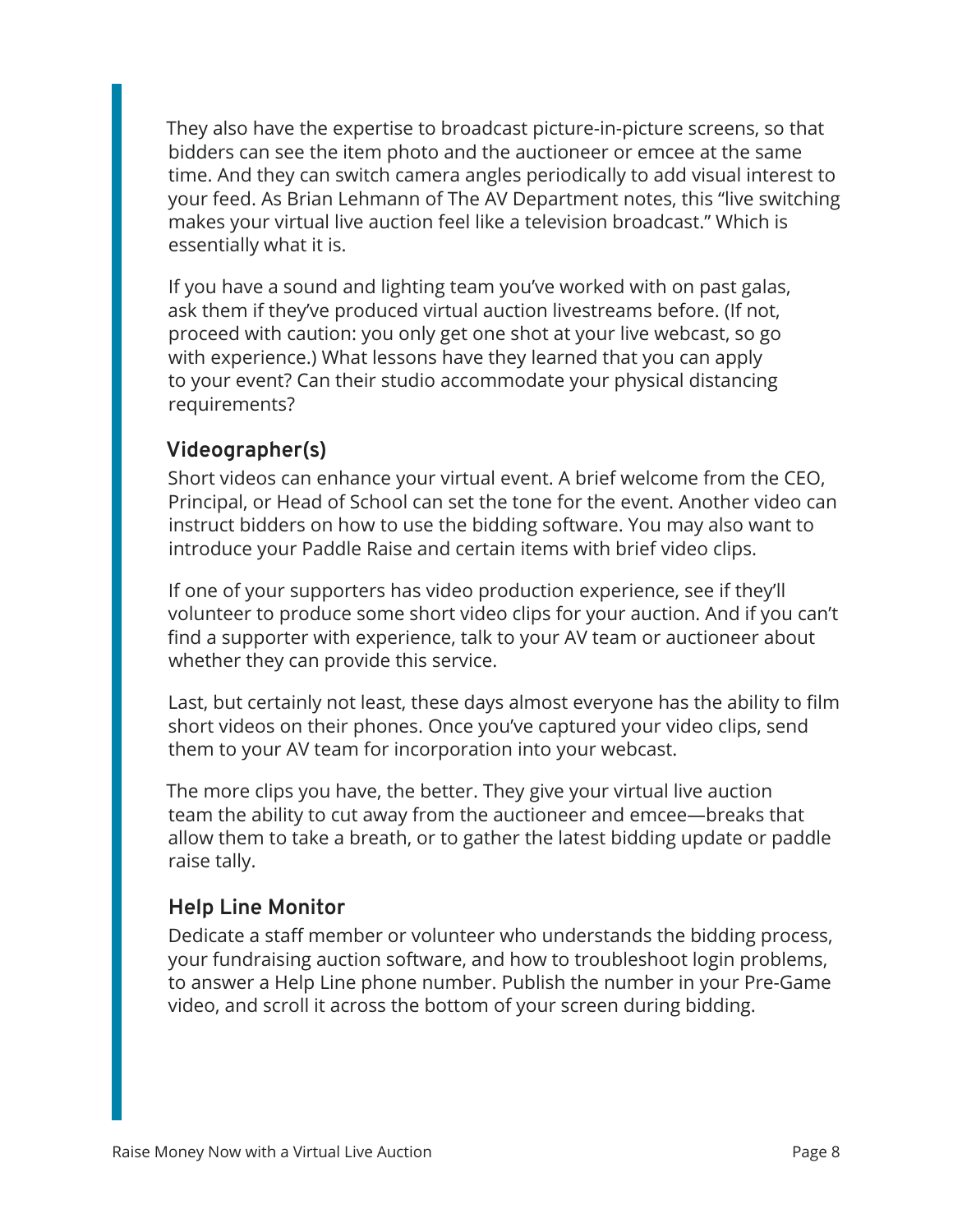They also have the expertise to broadcast picture-in-picture screens, so that bidders can see the item photo and the auctioneer or emcee at the same time. And they can switch camera angles periodically to add visual interest to your feed. As Brian Lehmann of The AV Department notes, this "live switching makes your virtual live auction feel like a television broadcast." Which is essentially what it is.

If you have a sound and lighting team you've worked with on past galas, ask them if they've produced virtual auction livestreams before. (If not, proceed with caution: you only get one shot at your live webcast, so go with experience.) What lessons have they learned that you can apply to your event? Can their studio accommodate your physical distancing requirements?

### Videographer(s)

Short videos can enhance your virtual event. A brief welcome from the CEO, Principal, or Head of School can set the tone for the event. Another video can instruct bidders on how to use the bidding software. You may also want to introduce your Paddle Raise and certain items with brief video clips.

If one of your supporters has video production experience, see if they'll volunteer to produce some short video clips for your auction. And if you can't find a supporter with experience, talk to your AV team or auctioneer about whether they can provide this service.

Last, but certainly not least, these days almost everyone has the ability to film short videos on their phones. Once you've captured your video clips, send them to your AV team for incorporation into your webcast.

The more clips you have, the better. They give your virtual live auction team the ability to cut away from the auctioneer and emcee—breaks that allow them to take a breath, or to gather the latest bidding update or paddle raise tally.

### Help Line Monitor

Dedicate a staff member or volunteer who understands the bidding process, your fundraising auction software, and how to troubleshoot login problems, to answer a Help Line phone number. Publish the number in your Pre-Game video, and scroll it across the bottom of your screen during bidding.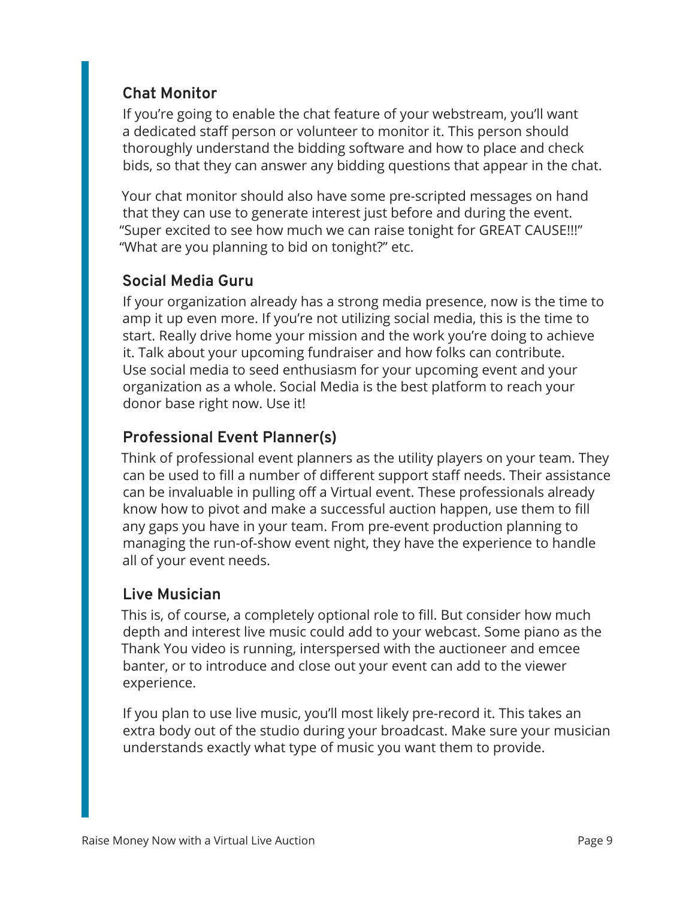### Chat Monitor

If you're going to enable the chat feature of your webstream, you'll want a dedicated staff person or volunteer to monitor it. This person should thoroughly understand the bidding software and how to place and check bids, so that they can answer any bidding questions that appear in the chat.

Your chat monitor should also have some pre-scripted messages on hand that they can use to generate interest just before and during the event. "Super excited to see how much we can raise tonight for GREAT CAUSE!!!" "What are you planning to bid on tonight?" etc.

### Social Media Guru

If your organization already has a strong media presence, now is the time to amp it up even more. If you're not utilizing social media, this is the time to start. Really drive home your mission and the work you're doing to achieve it. Talk about your upcoming fundraiser and how folks can contribute. Use social media to seed enthusiasm for your upcoming event and your organization as a whole. Social Media is the best platform to reach your donor base right now. Use it!

### Professional Event Planner(s)

Think of professional event planners as the utility players on your team. They can be used to fill a number of different support staff needs. Their assistance can be invaluable in pulling off a Virtual event. These professionals already know how to pivot and make a successful auction happen, use them to fill any gaps you have in your team. From pre-event production planning to managing the run-of-show event night, they have the experience to handle all of your event needs.

### Live Musician

This is, of course, a completely optional role to fill. But consider how much depth and interest live music could add to your webcast. Some piano as the Thank You video is running, interspersed with the auctioneer and emcee banter, or to introduce and close out your event can add to the viewer experience.

If you plan to use live music, you'll most likely pre-record it. This takes an extra body out of the studio during your broadcast. Make sure your musician understands exactly what type of music you want them to provide.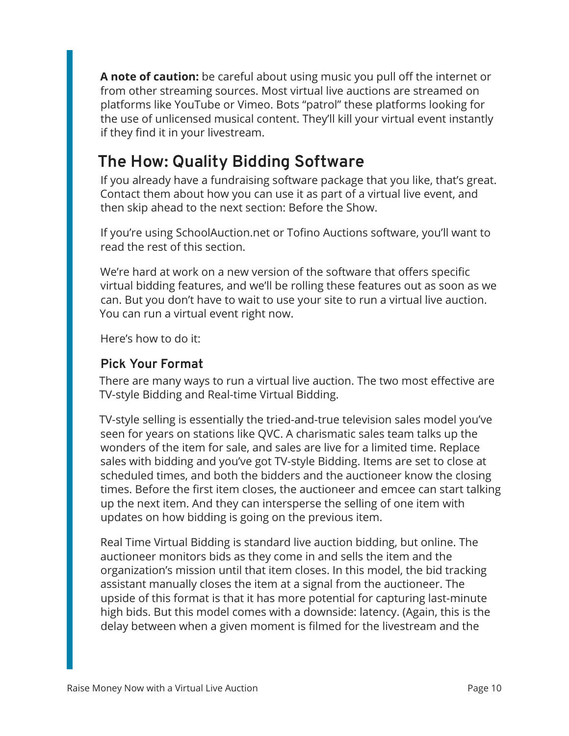**A note of caution:** be careful about using music you pull off the internet or from other streaming sources. Most virtual live auctions are streamed on platforms like YouTube or Vimeo. Bots "patrol" these platforms looking for the use of unlicensed musical content. They'll kill your virtual event instantly if they find it in your livestream.

## The How: Quality Bidding Software

If you already have a fundraising software package that you like, that's great. Contact them about how you can use it as part of a virtual live event, and then skip ahead to the next section: Before the Show.

If you're using SchoolAuction.net or Tofino Auctions software, you'll want to read the rest of this section.

We're hard at work on a new version of the software that offers specific virtual bidding features, and we'll be rolling these features out as soon as we can. But you don't have to wait to use your site to run a virtual live auction. You can run a virtual event right now.

Here's how to do it:

### Pick Your Format

There are many ways to run a virtual live auction. The two most effective are TV-style Bidding and Real-time Virtual Bidding.

TV-style selling is essentially the tried-and-true television sales model you've seen for years on stations like QVC. A charismatic sales team talks up the wonders of the item for sale, and sales are live for a limited time. Replace sales with bidding and you've got TV-style Bidding. Items are set to close at scheduled times, and both the bidders and the auctioneer know the closing times. Before the first item closes, the auctioneer and emcee can start talking up the next item. And they can intersperse the selling of one item with updates on how bidding is going on the previous item.

Real Time Virtual Bidding is standard live auction bidding, but online. The auctioneer monitors bids as they come in and sells the item and the organization's mission until that item closes. In this model, the bid tracking assistant manually closes the item at a signal from the auctioneer. The upside of this format is that it has more potential for capturing last-minute high bids. But this model comes with a downside: latency. (Again, this is the delay between when a given moment is filmed for the livestream and the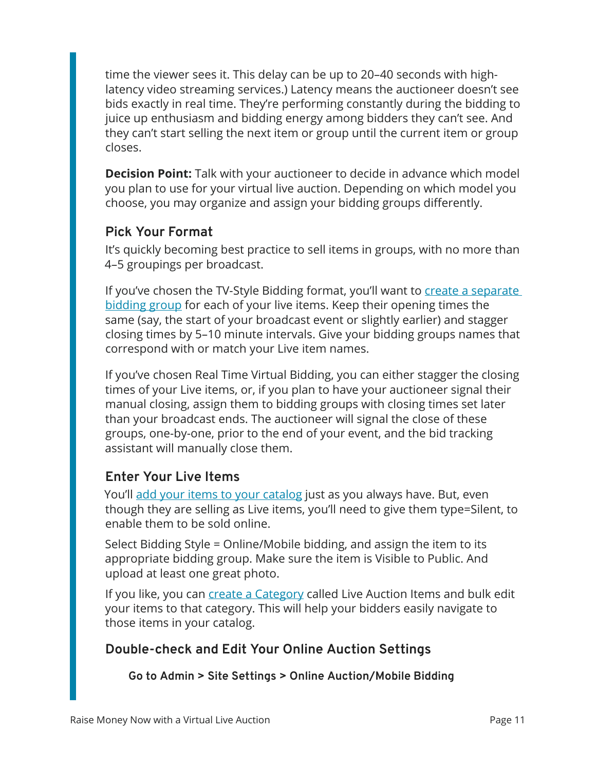time the viewer sees it. This delay can be up to 20–40 seconds with high-latency video streaming services.) Latency means the auctioneer doesn't see bids exactly in real time. They're performing constantly during the bidding to juice up enthusiasm and bidding energy among bidders they can't see. And they can't start selling the next item or group until the current item or group closes.

**Decision Point:** Talk with your auctioneer to decide in advance which model you plan to use for your virtual live auction. Depending on which model you choose, you may organize and assign your bidding groups differently.

### Pick Your Format

It's quickly becoming best practice to sell items in groups, with no more than 4–5 groupings per broadcast.

If you've chosen the TV-Style Bidding format, you'll want to create a separate bidding group for each of your live items. Keep their opening times the same (say, the start of your broadcast event or slightly earlier) and stagger closing times by 5–10 minute intervals. Give your bidding groups names that correspond with or match your Live item names.

If you've chosen Real Time Virtual Bidding, you can either stagger the closing times of your Live items, or, if you plan to have your auctioneer signal their manual closing, assign them to bidding groups with closing times set later than your broadcast ends. The auctioneer will signal the close of these groups, one-by-one, prior to the end of your event, and the bid tracking assistant will manually close them.

### Enter Your Live Items

You'll add your items to your catalog just as you always have. But, even though they are selling as Live items, you'll need to give them type=Silent, to enable them to be sold online.

Select Bidding Style = Online/Mobile bidding, and assign the item to its appropriate bidding group. Make sure the item is Visible to Public. And upload at least one great photo.

If you like, you can create a Category called Live Auction Items and bulk edit your items to that category. This will help your bidders easily navigate to those items in your catalog.

### Double-check and Edit Your Online Auction Settings

**Go to Admin > Site Settings > Online Auction/Mobile Bidding**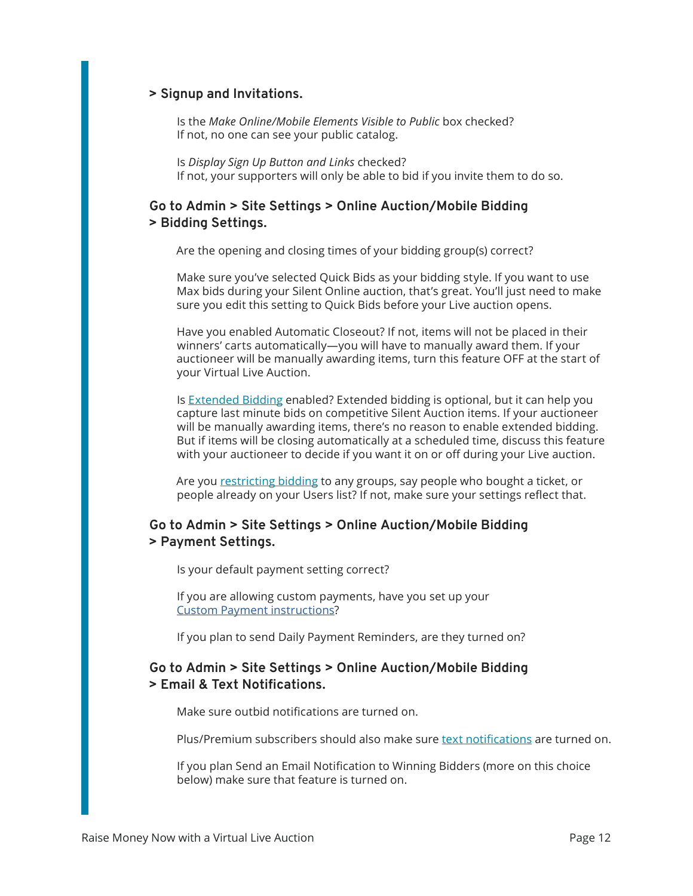**> Signup and Invitations.**

Is the *Make Online/Mobile Elements Visible to Public* box checked? If not, no one can see your public catalog.

Is *Display Sign Up Button and Links* checked? If not, your supporters will only be able to bid if you invite them to do so.

**Go to Admin > Site Settings > Online Auction/Mobile Bidding > Bidding Settings.**

Are the opening and closing times of your bidding group(s) correct?

Make sure you've selected Quick Bids as your bidding style. If you want to use Max bids during your Silent Online auction, that's great. You'll just need to make sure you edit this setting to Quick Bids before your Live auction opens.

Have you enabled Automatic Closeout? If not, items will not be placed in their winners' carts automatically—you will have to manually award them. If your auctioneer will be manually awarding items, turn this feature OFF at the start of your Virtual Live Auction.

Is Extended Bidding enabled? Extended bidding is optional, but it can help you capture last minute bids on competitive Silent Auction items. If your auctioneer will be manually awarding items, there's no reason to enable extended bidding. But if items will be closing automatically at a scheduled time, discuss this feature with your auctioneer to decide if you want it on or off during your Live auction.

Are you restricting bidding to any groups, say people who bought a ticket, or people already on your Users list? If not, make sure your settings reflect that.

**Go to Admin > Site Settings > Online Auction/Mobile Bidding > Payment Settings.**

Is your default payment setting correct?

If you are allowing custom payments, have you set up your Custom Payment instructions?

If you plan to send Daily Payment Reminders, are they turned on?

**Go to Admin > Site Settings > Online Auction/Mobile Bidding > Email & Text Notifications.**

Make sure outbid notifications are turned on.

Plus/Premium subscribers should also make sure text notifications are turned on.

If you plan Send an Email Notification to Winning Bidders (more on this choice below) make sure that feature is turned on.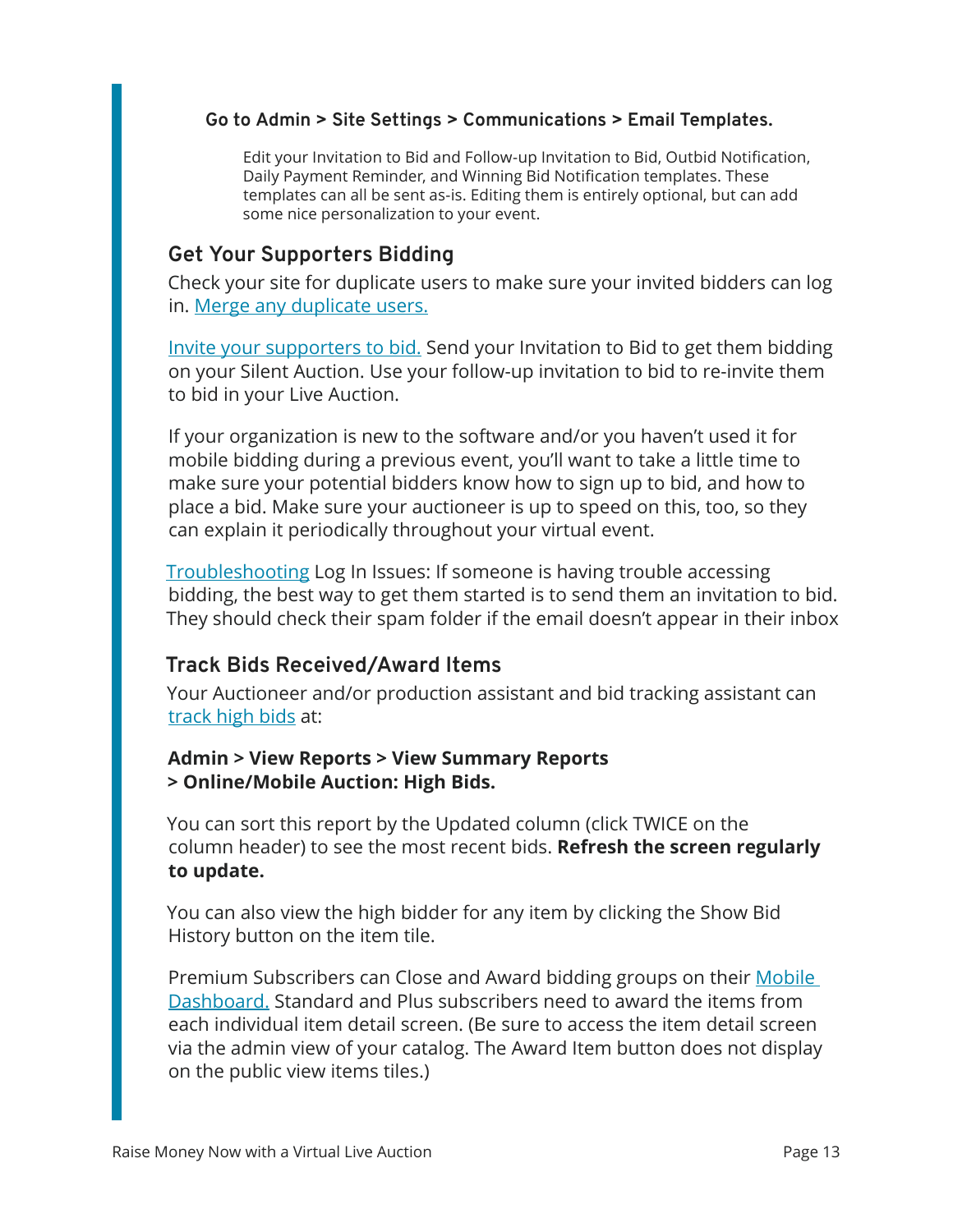**Go to Admin > Site Settings > Communications > Email Templates.**

Edit your Invitation to Bid and Follow-up Invitation to Bid, Outbid Notification, Daily Payment Reminder, and Winning Bid Notification templates. These templates can all be sent as-is. Editing them is entirely optional, but can add some nice personalization to your event.

## Get Your Supporters Bidding

Check your site for duplicate users to make sure your invited bidders can log in. Merge any duplicate users.

Invite your supporters to bid. Send your Invitation to Bid to get them bidding on your Silent Auction. Use your follow-up invitation to bid to re-invite them to bid in your Live Auction.

If your organization is new to the software and/or you haven't used it for mobile bidding during a previous event, you'll want to take a little time to make sure your potential bidders know how to sign up to bid, and how to place a bid. Make sure your auctioneer is up to speed on this, too, so they can explain it periodically throughout your virtual event.

Troubleshooting Log In Issues: If someone is having trouble accessing bidding, the best way to get them started is to send them an invitation to bid. They should check their spam folder if the email doesn't appear in their inbox

## Track Bids Received/Award Items

Your Auctioneer and/or production assistant and bid tracking assistant can track high bids at:

**Admin > View Reports > View Summary Reports > Online/Mobile Auction: High Bids.**

You can sort this report by the Updated column (click TWICE on the column header) to see the most recent bids. **Refresh the screen regularly to update.**

You can also view the high bidder for any item by clicking the Show Bid History button on the item tile.

Premium Subscribers can Close and Award bidding groups on their Mobile Dashboard. Standard and Plus subscribers need to award the items from each individual item detail screen. (Be sure to access the item detail screen via the admin view of your catalog. The Award Item button does not display on the public view items tiles.)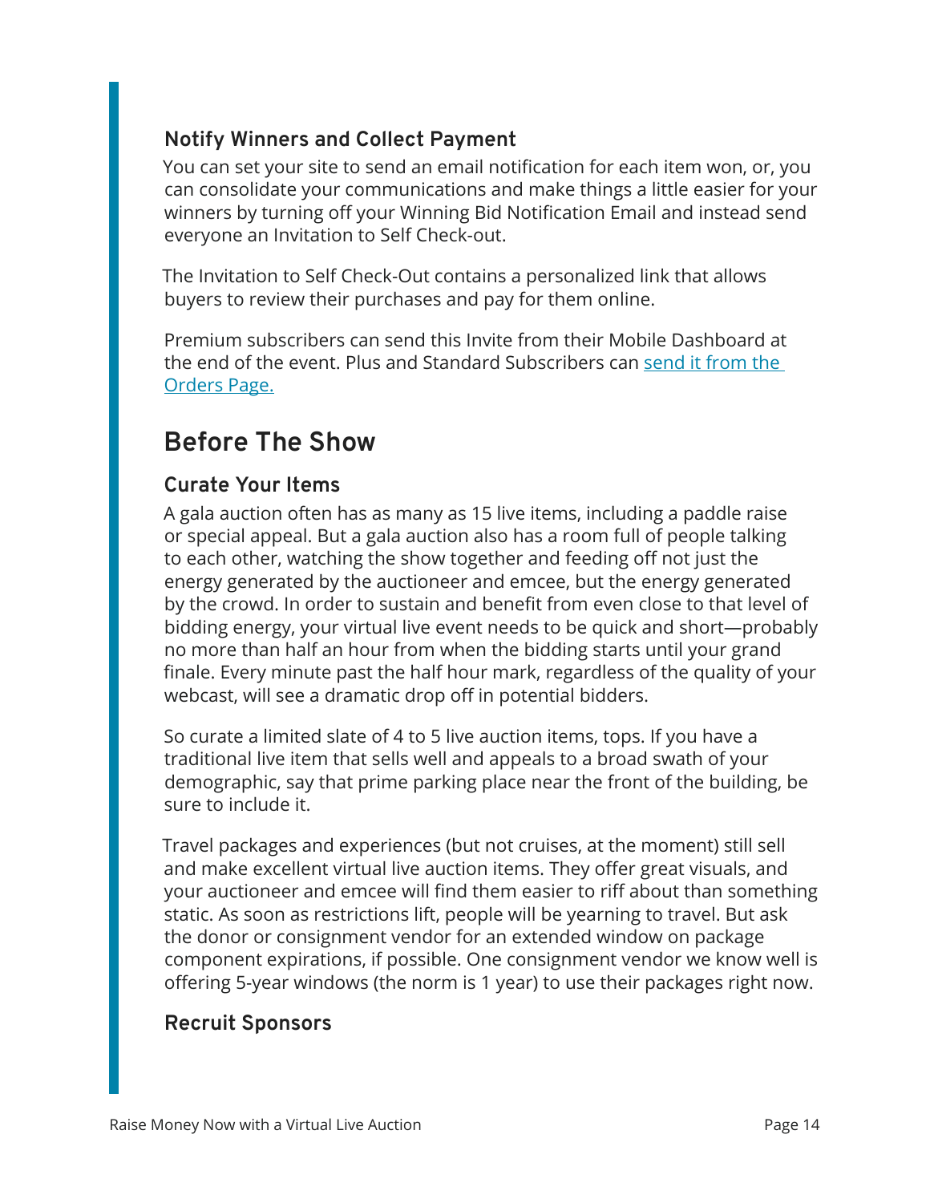### Notify Winners and Collect Payment

You can set your site to send an email notification for each item won, or, you can consolidate your communications and make things a little easier for your winners by turning off your Winning Bid Notification Email and instead send everyone an Invitation to Self Check-out.

The Invitation to Self Check-Out contains a personalized link that allows buyers to review their purchases and pay for them online.

Premium subscribers can send this Invite from their Mobile Dashboard at the end of the event. Plus and Standard Subscribers can [send it from the Orders Page.]()

## Before The Show

### Curate Your Items

A gala auction often has as many as 15 live items, including a paddle raise or special appeal. But a gala auction also has a room full of people talking to each other, watching the show together and feeding off not just the energy generated by the auctioneer and emcee, but the energy generated by the crowd. In order to sustain and benefit from even close to that level of bidding energy, your virtual live event needs to be quick and short—probably no more than half an hour from when the bidding starts until your grand finale. Every minute past the half hour mark, regardless of the quality of your webcast, will see a dramatic drop off in potential bidders.

So curate a limited slate of 4 to 5 live auction items, tops. If you have a traditional live item that sells well and appeals to a broad swath of your demographic, say that prime parking place near the front of the building, be sure to include it.

Travel packages and experiences (but not cruises, at the moment) still sell and make excellent virtual live auction items. They offer great visuals, and your auctioneer and emcee will find them easier to riff about than something static. As soon as restrictions lift, people will be yearning to travel. But ask the donor or consignment vendor for an extended window on package component expirations, if possible. One consignment vendor we know well is offering 5-year windows (the norm is 1 year) to use their packages right now.

### Recruit Sponsors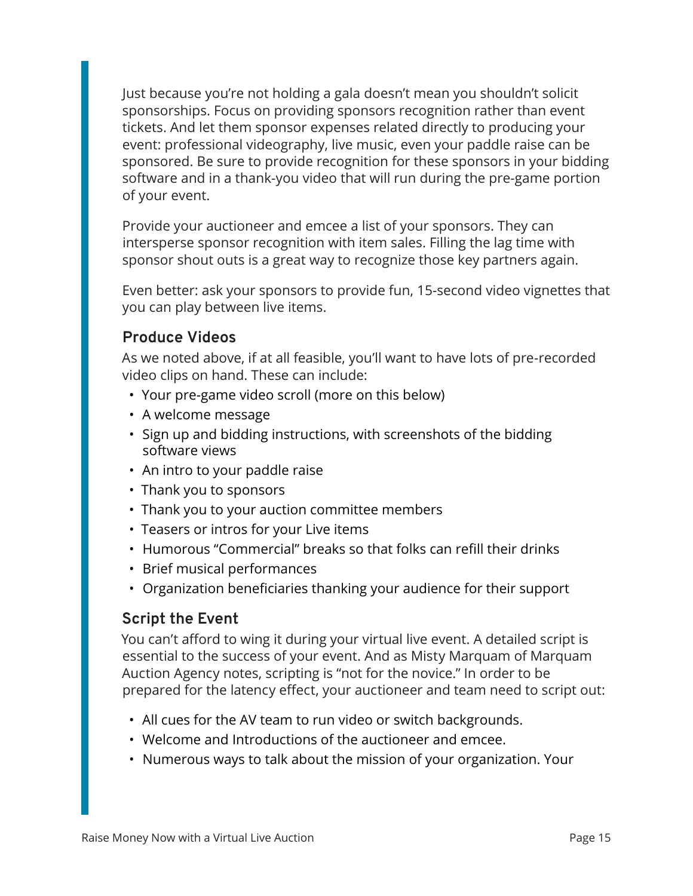Just because you're not holding a gala doesn't mean you shouldn't solicit sponsorships. Focus on providing sponsors recognition rather than event tickets. And let them sponsor expenses related directly to producing your event: professional videography, live music, even your paddle raise can be sponsored. Be sure to provide recognition for these sponsors in your bidding software and in a thank-you video that will run during the pre-game portion of your event.

Provide your auctioneer and emcee a list of your sponsors. They can intersperse sponsor recognition with item sales. Filling the lag time with sponsor shout outs is a great way to recognize those key partners again.

Even better: ask your sponsors to provide fun, 15-second video vignettes that you can play between live items.

### Produce Videos

As we noted above, if at all feasible, you'll want to have lots of pre-recorded video clips on hand. These can include:

- Your pre-game video scroll (more on this below)
- A welcome message
- Sign up and bidding instructions, with screenshots of the bidding software views
- An intro to your paddle raise
- Thank you to sponsors
- Thank you to your auction committee members
- Teasers or intros for your Live items
- Humorous "Commercial" breaks so that folks can refill their drinks
- Brief musical performances
- Organization beneficiaries thanking your audience for their support

### Script the Event

You can't afford to wing it during your virtual live event. A detailed script is essential to the success of your event. And as Misty Marquam of Marquam Auction Agency notes, scripting is "not for the novice." In order to be prepared for the latency effect, your auctioneer and team need to script out:

- All cues for the AV team to run video or switch backgrounds.
- Welcome and Introductions of the auctioneer and emcee.
- Numerous ways to talk about the mission of your organization. Your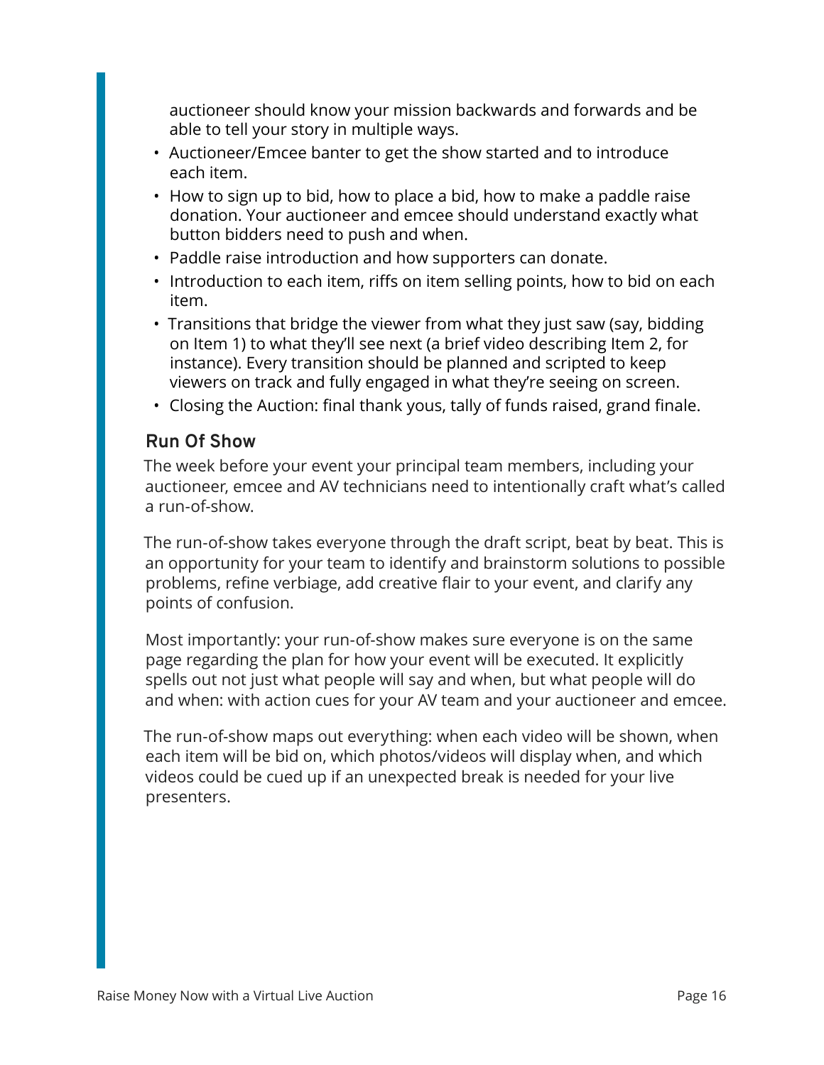auctioneer should know your mission backwards and forwards and be able to tell your story in multiple ways.

- Auctioneer/Emcee banter to get the show started and to introduce each item.
- How to sign up to bid, how to place a bid, how to make a paddle raise donation. Your auctioneer and emcee should understand exactly what button bidders need to push and when.
- Paddle raise introduction and how supporters can donate.
- Introduction to each item, riffs on item selling points, how to bid on each item.
- Transitions that bridge the viewer from what they just saw (say, bidding on Item 1) to what they'll see next (a brief video describing Item 2, for instance). Every transition should be planned and scripted to keep viewers on track and fully engaged in what they're seeing on screen.
- Closing the Auction: final thank yous, tally of funds raised, grand finale.

## Run Of Show

The week before your event your principal team members, including your auctioneer, emcee and AV technicians need to intentionally craft what's called a run-of-show.

The run-of-show takes everyone through the draft script, beat by beat. This is an opportunity for your team to identify and brainstorm solutions to possible problems, refine verbiage, add creative flair to your event, and clarify any points of confusion.

Most importantly: your run-of-show makes sure everyone is on the same page regarding the plan for how your event will be executed. It explicitly spells out not just what people will say and when, but what people will do and when: with action cues for your AV team and your auctioneer and emcee.

The run-of-show maps out everything: when each video will be shown, when each item will be bid on, which photos/videos will display when, and which videos could be cued up if an unexpected break is needed for your live presenters.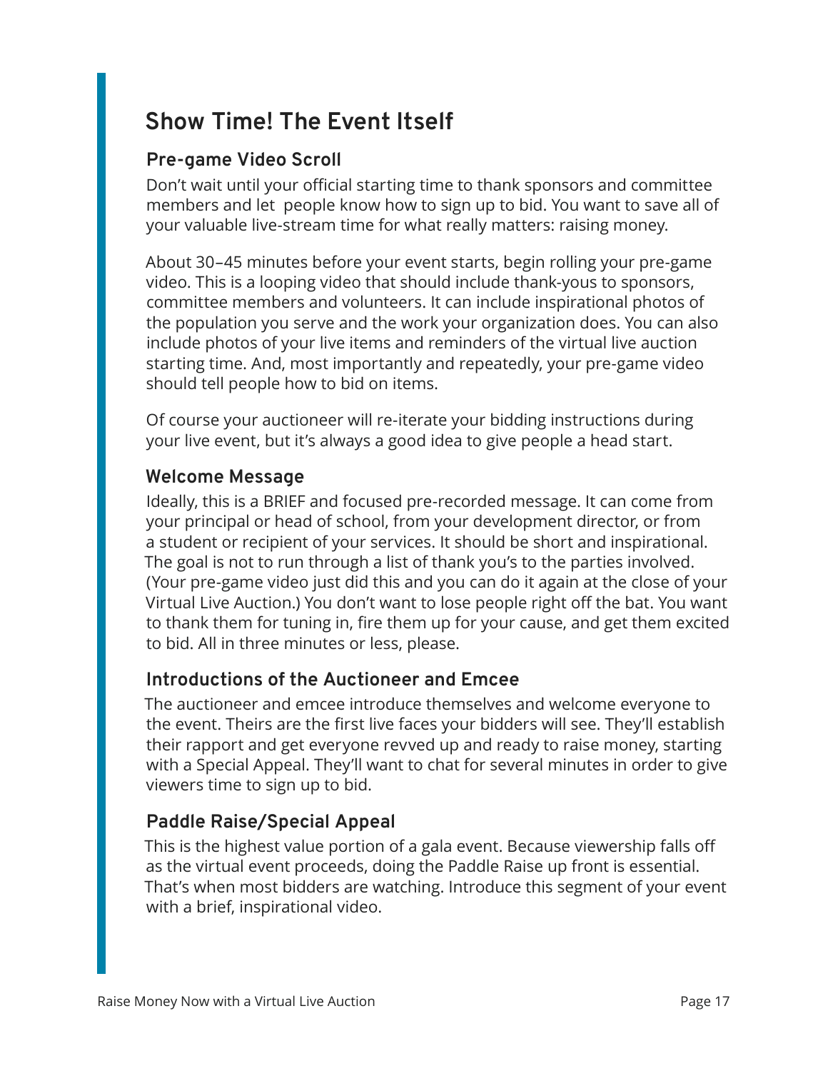## Show Time! The Event Itself

### Pre-game Video Scroll

Don't wait until your official starting time to thank sponsors and committee members and let people know how to sign up to bid. You want to save all of your valuable live-stream time for what really matters: raising money.

About 30–45 minutes before your event starts, begin rolling your pre-game video. This is a looping video that should include thank-yous to sponsors, committee members and volunteers. It can include inspirational photos of the population you serve and the work your organization does. You can also include photos of your live items and reminders of the virtual live auction starting time. And, most importantly and repeatedly, your pre-game video should tell people how to bid on items.

Of course your auctioneer will re-iterate your bidding instructions during your live event, but it's always a good idea to give people a head start.

### Welcome Message

Ideally, this is a BRIEF and focused pre-recorded message. It can come from your principal or head of school, from your development director, or from a student or recipient of your services. It should be short and inspirational. The goal is not to run through a list of thank you's to the parties involved. (Your pre-game video just did this and you can do it again at the close of your Virtual Live Auction.) You don't want to lose people right off the bat. You want to thank them for tuning in, fire them up for your cause, and get them excited to bid. All in three minutes or less, please.

### Introductions of the Auctioneer and Emcee

The auctioneer and emcee introduce themselves and welcome everyone to the event. Theirs are the first live faces your bidders will see. They'll establish their rapport and get everyone revved up and ready to raise money, starting with a Special Appeal. They'll want to chat for several minutes in order to give viewers time to sign up to bid.

### Paddle Raise/Special Appeal

This is the highest value portion of a gala event. Because viewership falls off as the virtual event proceeds, doing the Paddle Raise up front is essential. That's when most bidders are watching. Introduce this segment of your event with a brief, inspirational video.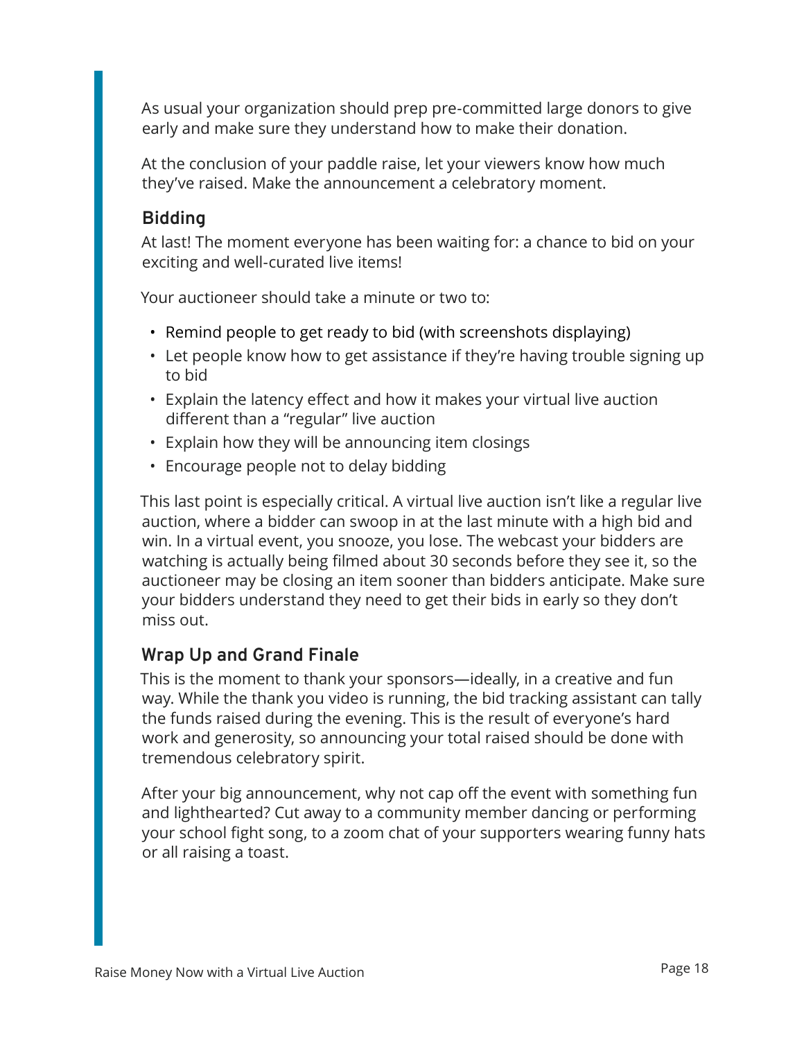As usual your organization should prep pre-committed large donors to give early and make sure they understand how to make their donation.

At the conclusion of your paddle raise, let your viewers know how much they've raised. Make the announcement a celebratory moment.

### Bidding

At last! The moment everyone has been waiting for: a chance to bid on your exciting and well-curated live items!

Your auctioneer should take a minute or two to:

- Remind people to get ready to bid (with screenshots displaying)
- Let people know how to get assistance if they're having trouble signing up to bid
- Explain the latency effect and how it makes your virtual live auction different than a "regular" live auction
- Explain how they will be announcing item closings
- Encourage people not to delay bidding

This last point is especially critical. A virtual live auction isn't like a regular live auction, where a bidder can swoop in at the last minute with a high bid and win. In a virtual event, you snooze, you lose. The webcast your bidders are watching is actually being filmed about 30 seconds before they see it, so the auctioneer may be closing an item sooner than bidders anticipate. Make sure your bidders understand they need to get their bids in early so they don't miss out.

### Wrap Up and Grand Finale

This is the moment to thank your sponsors—ideally, in a creative and fun way. While the thank you video is running, the bid tracking assistant can tally the funds raised during the evening. This is the result of everyone's hard work and generosity, so announcing your total raised should be done with tremendous celebratory spirit.

After your big announcement, why not cap off the event with something fun and lighthearted? Cut away to a community member dancing or performing your school fight song, to a zoom chat of your supporters wearing funny hats or all raising a toast.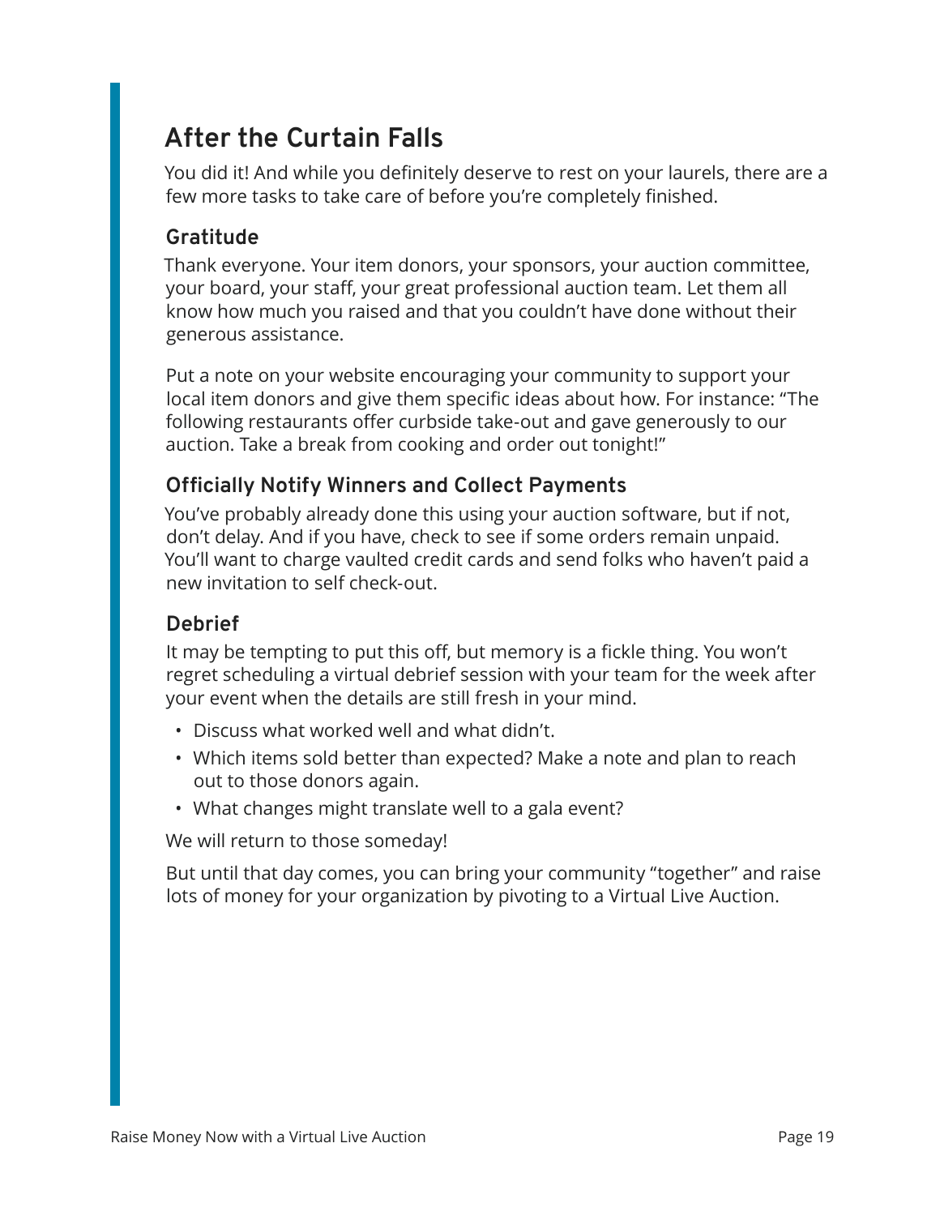## After the Curtain Falls

You did it! And while you definitely deserve to rest on your laurels, there are a few more tasks to take care of before you're completely finished.

### Gratitude

Thank everyone. Your item donors, your sponsors, your auction committee, your board, your staff, your great professional auction team. Let them all know how much you raised and that you couldn't have done without their generous assistance.

Put a note on your website encouraging your community to support your local item donors and give them specific ideas about how. For instance: "The following restaurants offer curbside take-out and gave generously to our auction. Take a break from cooking and order out tonight!"

### Officially Notify Winners and Collect Payments

You've probably already done this using your auction software, but if not, don't delay. And if you have, check to see if some orders remain unpaid. You'll want to charge vaulted credit cards and send folks who haven't paid a new invitation to self check-out.

### Debrief

It may be tempting to put this off, but memory is a fickle thing. You won't regret scheduling a virtual debrief session with your team for the week after your event when the details are still fresh in your mind.

- Discuss what worked well and what didn't.
- Which items sold better than expected? Make a note and plan to reach out to those donors again.
- What changes might translate well to a gala event?

We will return to those someday!

But until that day comes, you can bring your community "together" and raise lots of money for your organization by pivoting to a Virtual Live Auction.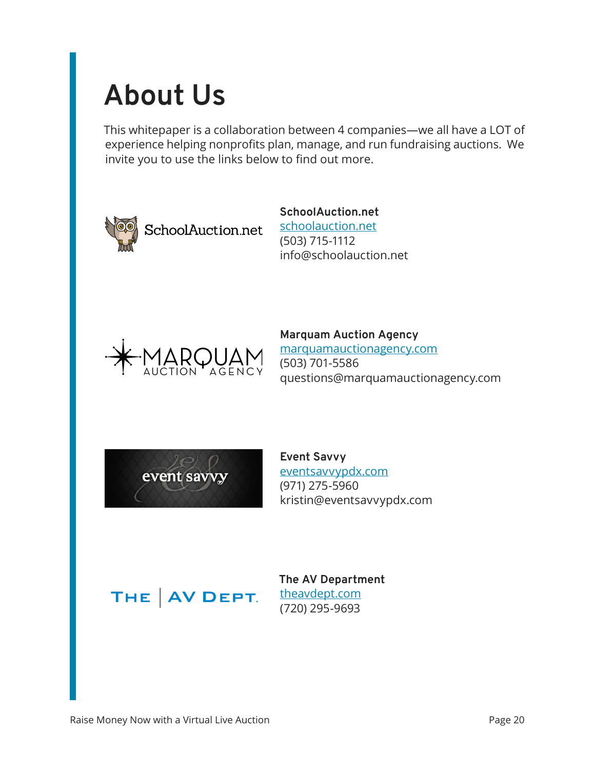# About Us

This whitepaper is a collaboration between 4 companies—we all have a LOT of experience helping nonprofits plan, manage, and run fundraising auctions. We invite you to use the links below to find out more.

**SchoolAuction.net**
schoolauction.net
(503) 715-1112
info@schoolauction.net

**Marquam Auction Agency**
marquamauctionagency.com
(503) 701-5586
questions@marquamauctionagency.com

**Event Savvy**
eventsavvypdx.com
(971) 275-5960
kristin@eventsavvypdx.com

**The AV Department**
theavdept.com
(720) 295-9693